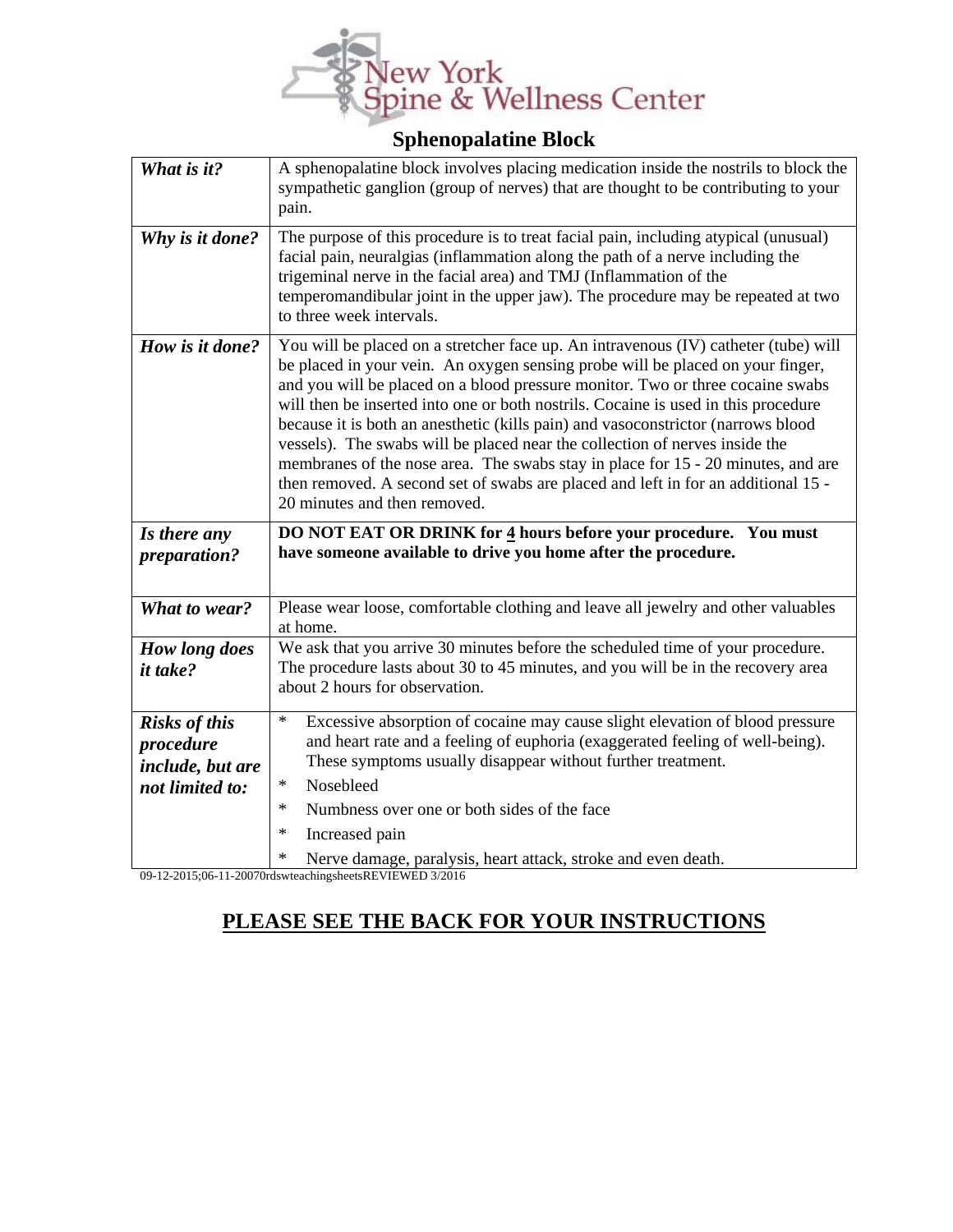New York Spine & Wellness Center

# Sphenopalatine Block

| | |
|---|---|
| ***What is it?*** | A sphenopalatine block involves placing medication inside the nostrils to block the sympathetic ganglion (group of nerves) that are thought to be contributing to your pain. |
| ***Why is it done?*** | The purpose of this procedure is to treat facial pain, including atypical (unusual) facial pain, neuralgias (inflammation along the path of a nerve including the trigeminal nerve in the facial area) and TMJ (Inflammation of the temperomandibular joint in the upper jaw). The procedure may be repeated at two to three week intervals. |
| ***How is it done?*** | You will be placed on a stretcher face up. An intravenous (IV) catheter (tube) will be placed in your vein. An oxygen sensing probe will be placed on your finger, and you will be placed on a blood pressure monitor. Two or three cocaine swabs will then be inserted into one or both nostrils. Cocaine is used in this procedure because it is both an anesthetic (kills pain) and vasoconstrictor (narrows blood vessels). The swabs will be placed near the collection of nerves inside the membranes of the nose area. The swabs stay in place for 15 - 20 minutes, and are then removed. A second set of swabs are placed and left in for an additional 15 - 20 minutes and then removed. |
| ***Is there any preparation?*** | **DO NOT EAT OR DRINK for <u>4</u> hours before your procedure. You must have someone available to drive you home after the procedure.** |
| ***What to wear?*** | Please wear loose, comfortable clothing and leave all jewelry and other valuables at home. |
| ***How long does it take?*** | We ask that you arrive 30 minutes before the scheduled time of your procedure. The procedure lasts about 30 to 45 minutes, and you will be in the recovery area about 2 hours for observation. |
| ***Risks of this procedure include, but are not limited to:*** | * Excessive absorption of cocaine may cause slight elevation of blood pressure and heart rate and a feeling of euphoria (exaggerated feeling of well-being). These symptoms usually disappear without further treatment.<br>* Nosebleed<br>* Numbness over one or both sides of the face<br>* Increased pain<br>* Nerve damage, paralysis, heart attack, stroke and even death. |

09-12-2015;06-11-20070rdswteachingsheetsREVIEWED 3/2016

## <u>PLEASE SEE THE BACK FOR YOUR INSTRUCTIONS</u>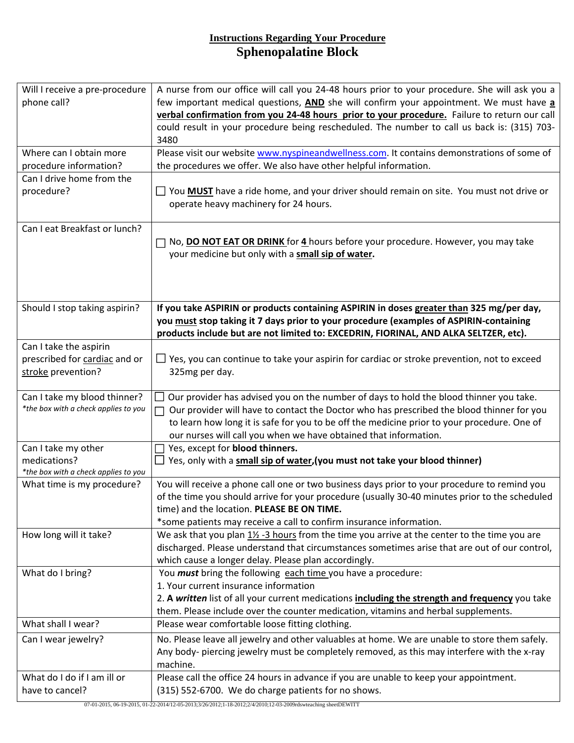## Instructions Regarding Your Procedure

# Sphenopalatine Block

| | |
|---|---|
| Will I receive a pre-procedure phone call? | A nurse from our office will call you 24-48 hours prior to your procedure. She will ask you a few important medical questions, **AND** she will confirm your appointment. We must have **a verbal confirmation from you 24-48 hours prior to your procedure.** Failure to return our call could result in your procedure being rescheduled. The number to call us back is: (315) 703-3480 |
| Where can I obtain more procedure information? | Please visit our website www.nyspineandwellness.com. It contains demonstrations of some of the procedures we offer. We also have other helpful information. |
| Can I drive home from the procedure? | ☐ You **MUST** have a ride home, and your driver should remain on site. You must not drive or operate heavy machinery for 24 hours. |
| Can I eat Breakfast or lunch? | ☐ No, **DO NOT EAT OR DRINK** for **4** hours before your procedure. However, you may take your medicine but only with a **small sip of water.** |
| Should I stop taking aspirin? | **If you take ASPIRIN or products containing ASPIRIN in doses greater than 325 mg/per day, you must stop taking it 7 days prior to your procedure (examples of ASPIRIN-containing products include but are not limited to: EXCEDRIN, FIORINAL, AND ALKA SELTZER, etc).** |
| Can I take the aspirin prescribed for cardiac and or stroke prevention? | ☐ Yes, you can continue to take your aspirin for cardiac or stroke prevention, not to exceed 325mg per day. |
| Can I take my blood thinner? *\*the box with a check applies to you* | ☐ Our provider has advised you on the number of days to hold the blood thinner you take.<br>☐ Our provider will have to contact the Doctor who has prescribed the blood thinner for you to learn how long it is safe for you to be off the medicine prior to your procedure. One of our nurses will call you when we have obtained that information. |
| Can I take my other medications? *\*the box with a check applies to you* | ☐ Yes, except for **blood thinners.**<br>☐ Yes, only with a **small sip of water,(you must not take your blood thinner)** |
| What time is my procedure? | You will receive a phone call one or two business days prior to your procedure to remind you of the time you should arrive for your procedure (usually 30-40 minutes prior to the scheduled time) and the location. **PLEASE BE ON TIME.**<br>\*some patients may receive a call to confirm insurance information. |
| How long will it take? | We ask that you plan 1½ -3 hours from the time you arrive at the center to the time you are discharged. Please understand that circumstances sometimes arise that are out of our control, which cause a longer delay. Please plan accordingly. |
| What do I bring? | You ***must*** bring the following each time you have a procedure:<br>1. Your current insurance information<br>2. **A *written*** list of all your current medications **including the strength and frequency** you take them. Please include over the counter medication, vitamins and herbal supplements. |
| What shall I wear? | Please wear comfortable loose fitting clothing. |
| Can I wear jewelry? | No. Please leave all jewelry and other valuables at home. We are unable to store them safely. Any body- piercing jewelry must be completely removed, as this may interfere with the x-ray machine. |
| What do I do if I am ill or have to cancel? | Please call the office 24 hours in advance if you are unable to keep your appointment. (315) 552-6700. We do charge patients for no shows. |

07-01-2015, 06-19-2015, 01-22-2014/12-05-2013;3/26/2012;1-18-2012;2/4/2010;12-03-2009rdswteaching sheetDEWITT